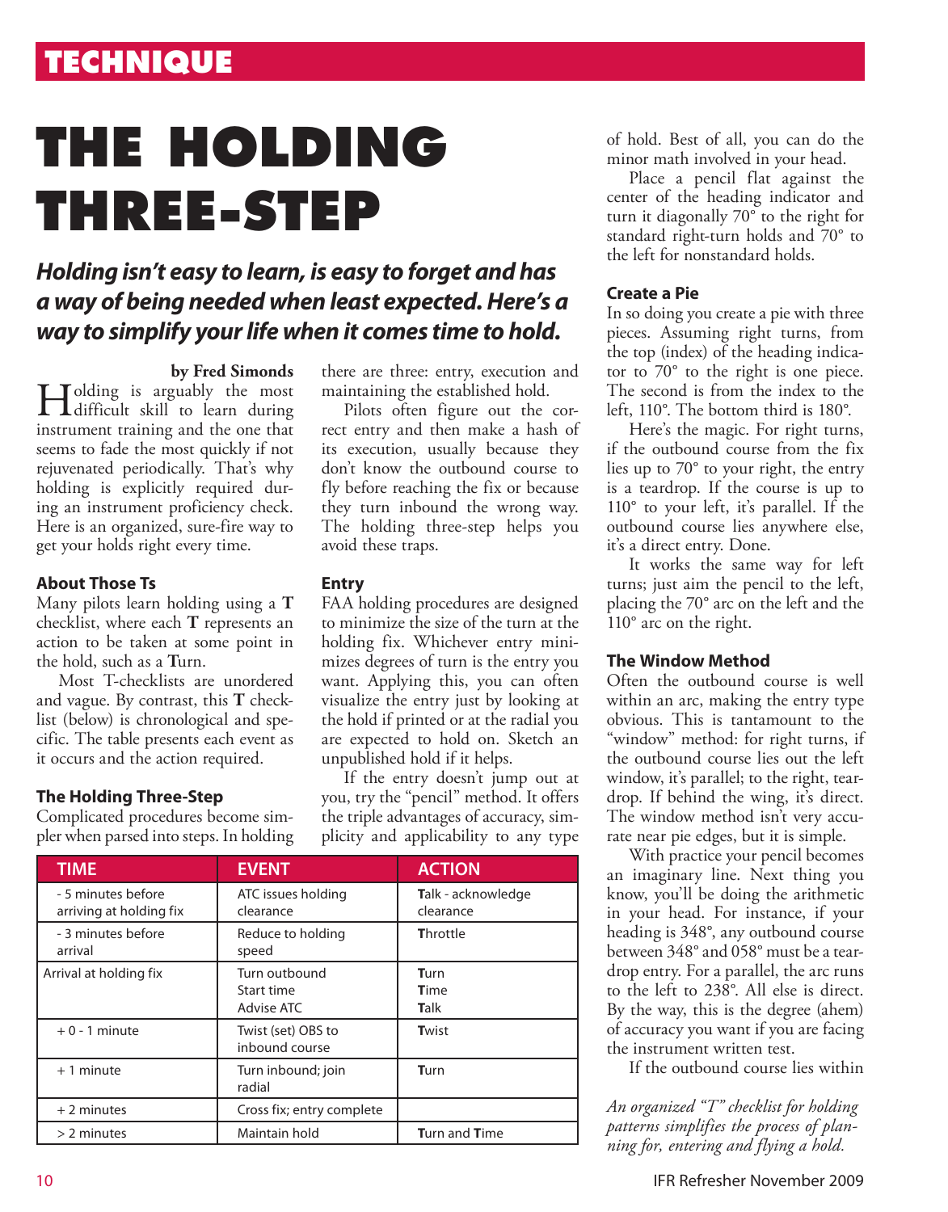TECHNIQUE

# THE HOLDING THREE-STEP

***Holding isn't easy to learn, is easy to forget and has a way of being needed when least expected. Here's a way to simplify your life when it comes time to hold.***

**by Fred Simonds**

Holding is arguably the most difficult skill to learn during instrument training and the one that seems to fade the most quickly if not rejuvenated periodically. That's why holding is explicitly required during an instrument proficiency check. Here is an organized, sure-fire way to get your holds right every time.

### About Those Ts

Many pilots learn holding using a **T** checklist, where each **T** represents an action to be taken at some point in the hold, such as a **T**urn.

Most T-checklists are unordered and vague. By contrast, this **T** checklist (below) is chronological and specific. The table presents each event as it occurs and the action required.

### The Holding Three-Step

Complicated procedures become simpler when parsed into steps. In holding there are three: entry, execution and maintaining the established hold.

Pilots often figure out the correct entry and then make a hash of its execution, usually because they don't know the outbound course to fly before reaching the fix or because they turn inbound the wrong way. The holding three-step helps you avoid these traps.

### Entry

FAA holding procedures are designed to minimize the size of the turn at the holding fix. Whichever entry minimizes degrees of turn is the entry you want. Applying this, you can often visualize the entry just by looking at the hold if printed or at the radial you are expected to hold on. Sketch an unpublished hold if it helps.

If the entry doesn't jump out at you, try the "pencil" method. It offers the triple advantages of accuracy, simplicity and applicability to any type of hold. Best of all, you can do the minor math involved in your head.

Place a pencil flat against the center of the heading indicator and turn it diagonally 70° to the right for standard right-turn holds and 70° to the left for nonstandard holds.

### Create a Pie

In so doing you create a pie with three pieces. Assuming right turns, from the top (index) of the heading indicator to 70° to the right is one piece. The second is from the index to the left, 110°. The bottom third is 180°.

Here's the magic. For right turns, if the outbound course from the fix lies up to 70° to your right, the entry is a teardrop. If the course is up to 110° to your left, it's parallel. If the outbound course lies anywhere else, it's a direct entry. Done.

It works the same way for left turns; just aim the pencil to the left, placing the 70° arc on the left and the 110° arc on the right.

### The Window Method

Often the outbound course is well within an arc, making the entry type obvious. This is tantamount to the "window" method: for right turns, if the outbound course lies out the left window, it's parallel; to the right, teardrop. If behind the wing, it's direct. The window method isn't very accurate near pie edges, but it is simple.

With practice your pencil becomes an imaginary line. Next thing you know, you'll be doing the arithmetic in your head. For instance, if your heading is 348°, any outbound course between 348° and 058° must be a teardrop entry. For a parallel, the arc runs to the left to 238°. All else is direct. By the way, this is the degree (ahem) of accuracy you want if you are facing the instrument written test.

If the outbound course lies within

| TIME | EVENT | ACTION |
|---|---|---|
| - 5 minutes before arriving at holding fix | ATC issues holding clearance | **T**alk - acknowledge clearance |
| - 3 minutes before arrival | Reduce to holding speed | **T**hrottle |
| Arrival at holding fix | Turn outbound<br>Start time<br>Advise ATC | **T**urn<br>**T**ime<br>**T**alk |
| + 0 - 1 minute | Twist (set) OBS to inbound course | **T**wist |
| + 1 minute | Turn inbound; join radial | **T**urn |
| + 2 minutes | Cross fix; entry complete | |
| > 2 minutes | Maintain hold | **T**urn and **T**ime |

*An organized "T" checklist for holding patterns simplifies the process of planning for, entering and flying a hold.*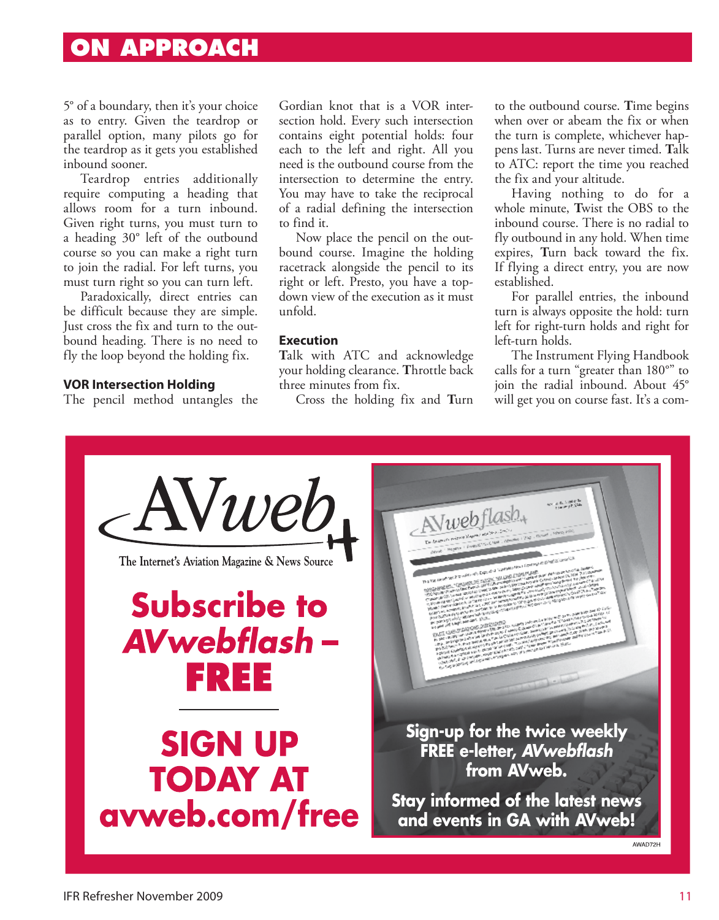5° of a boundary, then it's your choice as to entry. Given the teardrop or parallel option, many pilots go for the teardrop as it gets you established inbound sooner.

Teardrop entries additionally require computing a heading that allows room for a turn inbound. Given right turns, you must turn to a heading 30° left of the outbound course so you can make a right turn to join the radial. For left turns, you must turn right so you can turn left.

Paradoxically, direct entries can be difficult because they are simple. Just cross the fix and turn to the outbound heading. There is no need to fly the loop beyond the holding fix.

### VOR Intersection Holding

The pencil method untangles the Gordian knot that is a VOR intersection hold. Every such intersection contains eight potential holds: four each to the left and right. All you need is the outbound course from the intersection to determine the entry. You may have to take the reciprocal of a radial defining the intersection to find it.

Now place the pencil on the outbound course. Imagine the holding racetrack alongside the pencil to its right or left. Presto, you have a top-down view of the execution as it must unfold.

### Execution

**T**alk with ATC and acknowledge your holding clearance. **T**hrottle back three minutes from fix.

Cross the holding fix and **T**urn to the outbound course. **T**ime begins when over or abeam the fix or when the turn is complete, whichever happens last. Turns are never timed. **T**alk to ATC: report the time you reached the fix and your altitude.

Having nothing to do for a whole minute, **T**wist the OBS to the inbound course. There is no radial to fly outbound in any hold. When time expires, **T**urn back toward the fix. If flying a direct entry, you are now established.

For parallel entries, the inbound turn is always opposite the hold: turn left for right-turn holds and right for left-turn holds.

The Instrument Flying Handbook calls for a turn "greater than 180°" to join the radial inbound. About 45° will get you on course fast. It's a com-

AVweb — The Internet's Aviation Magazine & News Source

**Subscribe to *AVwebflash* – FREE**

**SIGN UP TODAY AT avweb.com/free**

**Sign-up for the twice weekly FREE e-letter, *AVwebflash* from AVweb.**

**Stay informed of the latest news and events in GA with AVweb!**

AWAD72H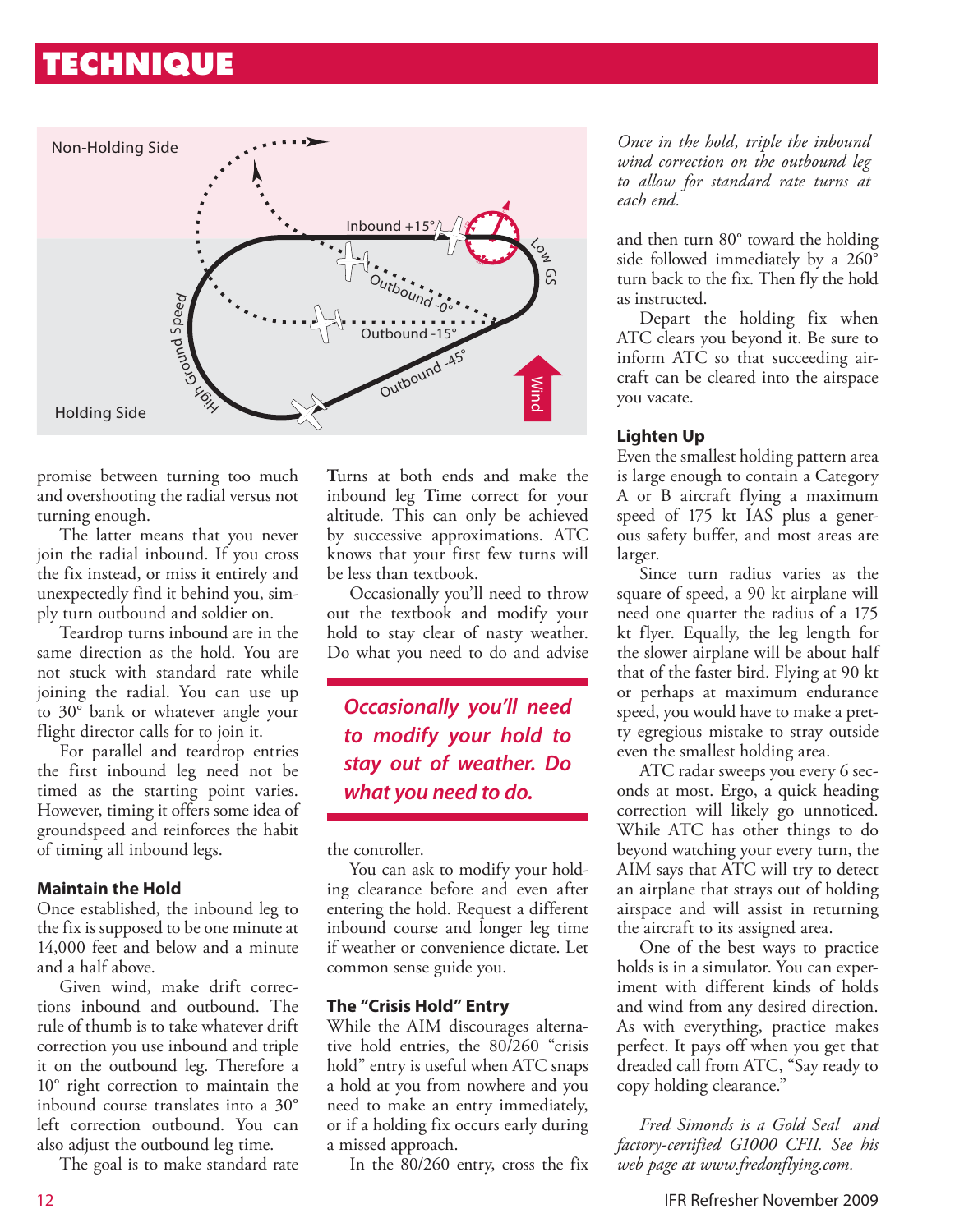Non-Holding Side

Inbound +15°

Low GS

Outbound -0°

Outbound -15°

High Ground Speed

Outbound -45°

Wind

Holding Side

promise between turning too much and overshooting the radial versus not turning enough.

The latter means that you never join the radial inbound. If you cross the fix instead, or miss it entirely and unexpectedly find it behind you, simply turn outbound and soldier on.

Teardrop turns inbound are in the same direction as the hold. You are not stuck with standard rate while joining the radial. You can use up to 30° bank or whatever angle your flight director calls for to join it.

For parallel and teardrop entries the first inbound leg need not be timed as the starting point varies. However, timing it offers some idea of groundspeed and reinforces the habit of timing all inbound legs.

### Maintain the Hold

Once established, the inbound leg to the fix is supposed to be one minute at 14,000 feet and below and a minute and a half above.

Given wind, make drift corrections inbound and outbound. The rule of thumb is to take whatever drift correction you use inbound and triple it on the outbound leg. Therefore a 10° right correction to maintain the inbound course translates into a 30° left correction outbound. You can also adjust the outbound leg time.

The goal is to make standard rate **T**urns at both ends and make the inbound leg **T**ime correct for your altitude. This can only be achieved by successive approximations. ATC knows that your first few turns will be less than textbook.

Occasionally you'll need to throw out the textbook and modify your hold to stay clear of nasty weather. Do what you need to do and advise the controller.

*Occasionally you'll need to modify your hold to stay out of weather. Do what you need to do.*

You can ask to modify your holding clearance before and even after entering the hold. Request a different inbound course and longer leg time if weather or convenience dictate. Let common sense guide you.

### The "Crisis Hold" Entry

While the AIM discourages alternative hold entries, the 80/260 "crisis hold" entry is useful when ATC snaps a hold at you from nowhere and you need to make an entry immediately, or if a holding fix occurs early during a missed approach.

In the 80/260 entry, cross the fix and then turn 80° toward the holding side followed immediately by a 260° turn back to the fix. Then fly the hold as instructed.

*Once in the hold, triple the inbound wind correction on the outbound leg to allow for standard rate turns at each end.*

Depart the holding fix when ATC clears you beyond it. Be sure to inform ATC so that succeeding aircraft can be cleared into the airspace you vacate.

### Lighten Up

Even the smallest holding pattern area is large enough to contain a Category A or B aircraft flying a maximum speed of 175 kt IAS plus a generous safety buffer, and most areas are larger.

Since turn radius varies as the square of speed, a 90 kt airplane will need one quarter the radius of a 175 kt flyer. Equally, the leg length for the slower airplane will be about half that of the faster bird. Flying at 90 kt or perhaps at maximum endurance speed, you would have to make a pretty egregious mistake to stray outside even the smallest holding area.

ATC radar sweeps you every 6 seconds at most. Ergo, a quick heading correction will likely go unnoticed. While ATC has other things to do beyond watching your every turn, the AIM says that ATC will try to detect an airplane that strays out of holding airspace and will assist in returning the aircraft to its assigned area.

One of the best ways to practice holds is in a simulator. You can experiment with different kinds of holds and wind from any desired direction. As with everything, practice makes perfect. It pays off when you get that dreaded call from ATC, "Say ready to copy holding clearance."

*Fred Simonds is a Gold Seal and factory-certified G1000 CFII. See his web page at www.fredonflying.com.*